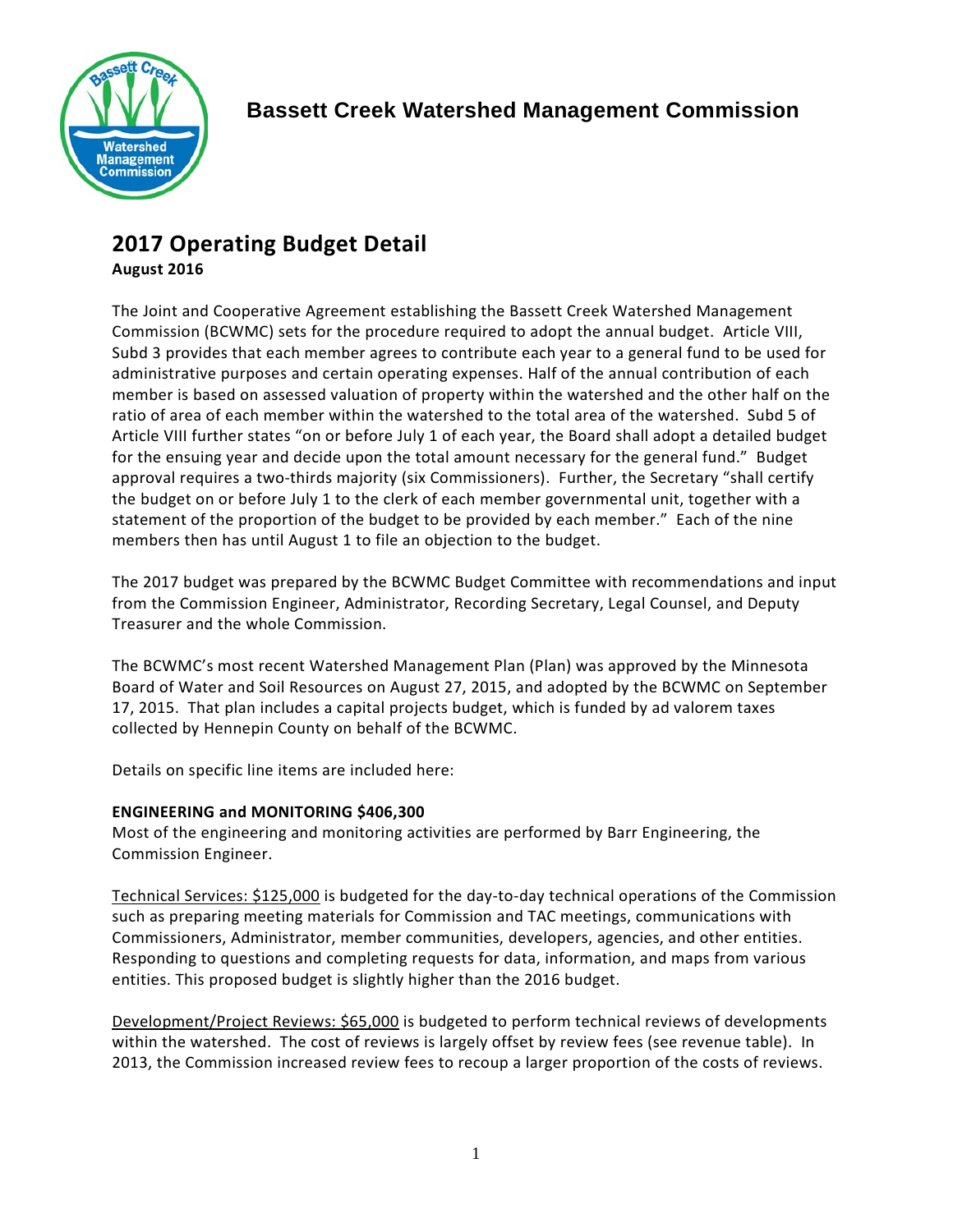# Bassett Creek Watershed Management Commission

## 2017 Operating Budget Detail

**August 2016**

The Joint and Cooperative Agreement establishing the Bassett Creek Watershed Management Commission (BCWMC) sets for the procedure required to adopt the annual budget. Article VIII, Subd 3 provides that each member agrees to contribute each year to a general fund to be used for administrative purposes and certain operating expenses. Half of the annual contribution of each member is based on assessed valuation of property within the watershed and the other half on the ratio of area of each member within the watershed to the total area of the watershed. Subd 5 of Article VIII further states "on or before July 1 of each year, the Board shall adopt a detailed budget for the ensuing year and decide upon the total amount necessary for the general fund." Budget approval requires a two-thirds majority (six Commissioners). Further, the Secretary "shall certify the budget on or before July 1 to the clerk of each member governmental unit, together with a statement of the proportion of the budget to be provided by each member." Each of the nine members then has until August 1 to file an objection to the budget.

The 2017 budget was prepared by the BCWMC Budget Committee with recommendations and input from the Commission Engineer, Administrator, Recording Secretary, Legal Counsel, and Deputy Treasurer and the whole Commission.

The BCWMC's most recent Watershed Management Plan (Plan) was approved by the Minnesota Board of Water and Soil Resources on August 27, 2015, and adopted by the BCWMC on September 17, 2015. That plan includes a capital projects budget, which is funded by ad valorem taxes collected by Hennepin County on behalf of the BCWMC.

Details on specific line items are included here:

**ENGINEERING and MONITORING $406,300**

Most of the engineering and monitoring activities are performed by Barr Engineering, the Commission Engineer.

<u>Technical Services: $125,000</u> is budgeted for the day-to-day technical operations of the Commission such as preparing meeting materials for Commission and TAC meetings, communications with Commissioners, Administrator, member communities, developers, agencies, and other entities. Responding to questions and completing requests for data, information, and maps from various entities. This proposed budget is slightly higher than the 2016 budget.

<u>Development/Project Reviews: $65,000</u> is budgeted to perform technical reviews of developments within the watershed. The cost of reviews is largely offset by review fees (see revenue table). In 2013, the Commission increased review fees to recoup a larger proportion of the costs of reviews.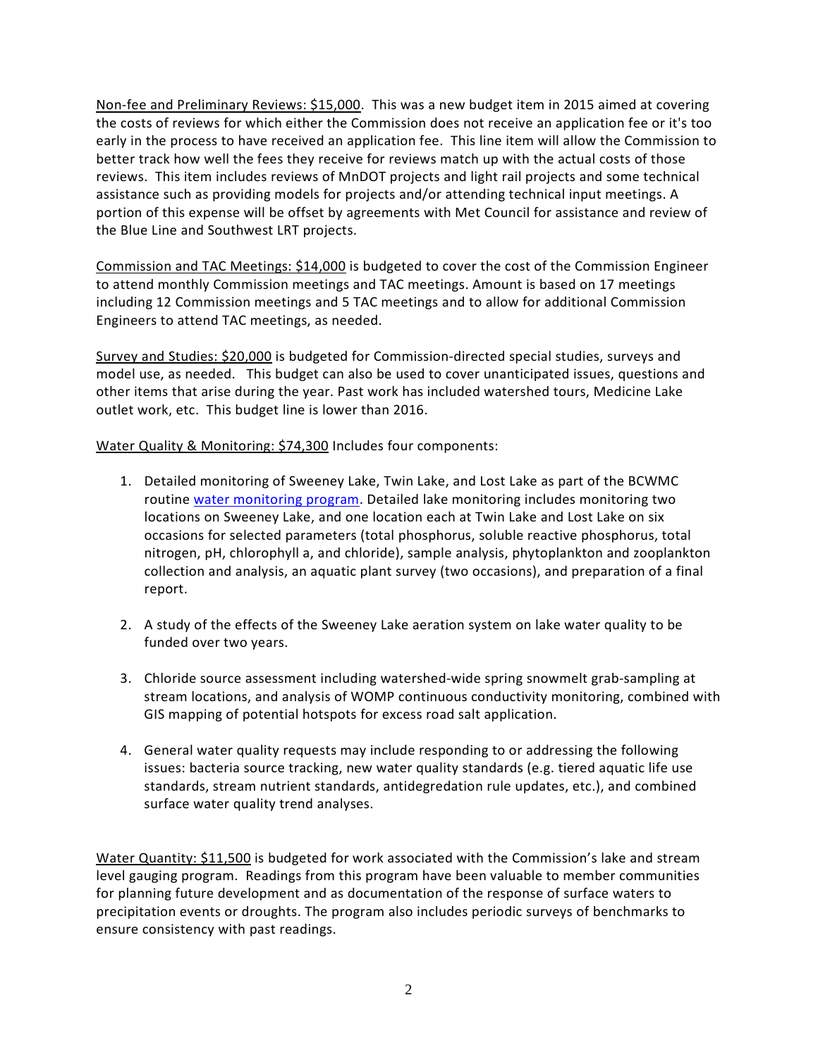Non-fee and Preliminary Reviews: $15,000. This was a new budget item in 2015 aimed at covering the costs of reviews for which either the Commission does not receive an application fee or it's too early in the process to have received an application fee. This line item will allow the Commission to better track how well the fees they receive for reviews match up with the actual costs of those reviews. This item includes reviews of MnDOT projects and light rail projects and some technical assistance such as providing models for projects and/or attending technical input meetings. A portion of this expense will be offset by agreements with Met Council for assistance and review of the Blue Line and Southwest LRT projects.

Commission and TAC Meetings: $14,000 is budgeted to cover the cost of the Commission Engineer to attend monthly Commission meetings and TAC meetings. Amount is based on 17 meetings including 12 Commission meetings and 5 TAC meetings and to allow for additional Commission Engineers to attend TAC meetings, as needed.

Survey and Studies: $20,000 is budgeted for Commission-directed special studies, surveys and model use, as needed. This budget can also be used to cover unanticipated issues, questions and other items that arise during the year. Past work has included watershed tours, Medicine Lake outlet work, etc. This budget line is lower than 2016.

Water Quality & Monitoring: $74,300 Includes four components:

1. Detailed monitoring of Sweeney Lake, Twin Lake, and Lost Lake as part of the BCWMC routine water monitoring program. Detailed lake monitoring includes monitoring two locations on Sweeney Lake, and one location each at Twin Lake and Lost Lake on six occasions for selected parameters (total phosphorus, soluble reactive phosphorus, total nitrogen, pH, chlorophyll a, and chloride), sample analysis, phytoplankton and zooplankton collection and analysis, an aquatic plant survey (two occasions), and preparation of a final report.

2. A study of the effects of the Sweeney Lake aeration system on lake water quality to be funded over two years.

3. Chloride source assessment including watershed-wide spring snowmelt grab-sampling at stream locations, and analysis of WOMP continuous conductivity monitoring, combined with GIS mapping of potential hotspots for excess road salt application.

4. General water quality requests may include responding to or addressing the following issues: bacteria source tracking, new water quality standards (e.g. tiered aquatic life use standards, stream nutrient standards, antidegredation rule updates, etc.), and combined surface water quality trend analyses.

Water Quantity: $11,500 is budgeted for work associated with the Commission's lake and stream level gauging program. Readings from this program have been valuable to member communities for planning future development and as documentation of the response of surface waters to precipitation events or droughts. The program also includes periodic surveys of benchmarks to ensure consistency with past readings.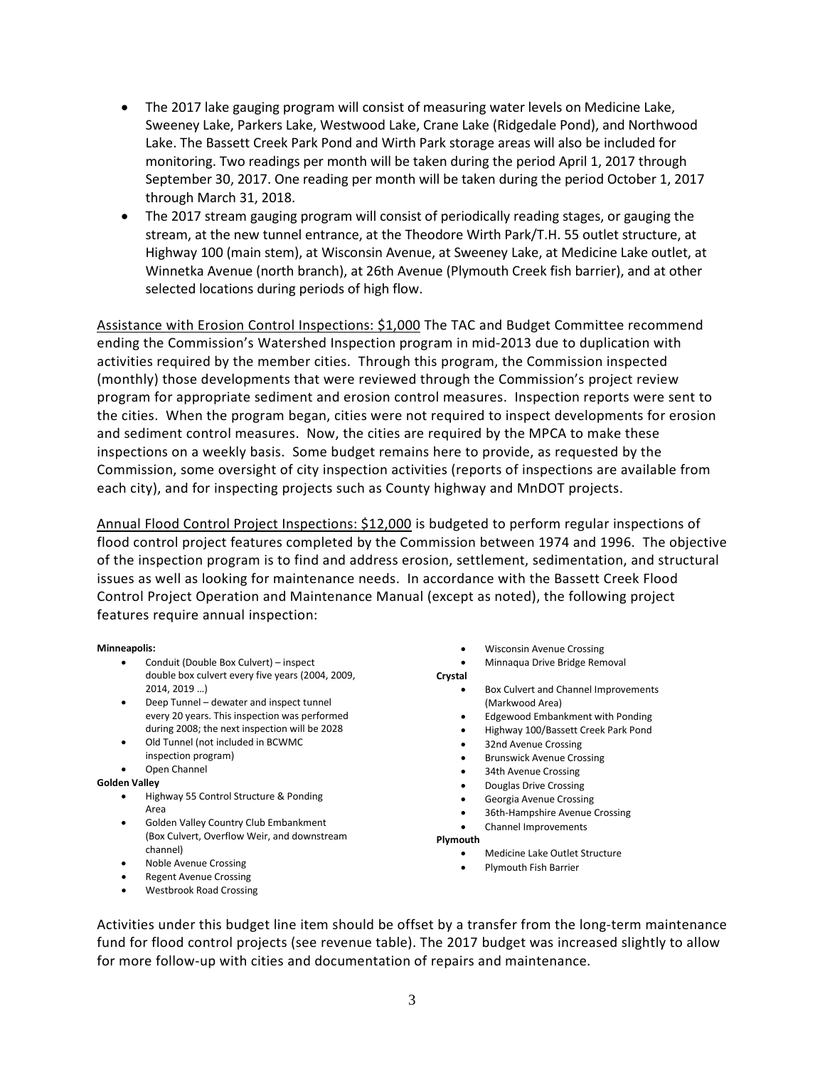- The 2017 lake gauging program will consist of measuring water levels on Medicine Lake, Sweeney Lake, Parkers Lake, Westwood Lake, Crane Lake (Ridgedale Pond), and Northwood Lake. The Bassett Creek Park Pond and Wirth Park storage areas will also be included for monitoring. Two readings per month will be taken during the period April 1, 2017 through September 30, 2017. One reading per month will be taken during the period October 1, 2017 through March 31, 2018.
- The 2017 stream gauging program will consist of periodically reading stages, or gauging the stream, at the new tunnel entrance, at the Theodore Wirth Park/T.H. 55 outlet structure, at Highway 100 (main stem), at Wisconsin Avenue, at Sweeney Lake, at Medicine Lake outlet, at Winnetka Avenue (north branch), at 26th Avenue (Plymouth Creek fish barrier), and at other selected locations during periods of high flow.

<u>Assistance with Erosion Control Inspections: $1,000</u> The TAC and Budget Committee recommend ending the Commission's Watershed Inspection program in mid-2013 due to duplication with activities required by the member cities. Through this program, the Commission inspected (monthly) those developments that were reviewed through the Commission's project review program for appropriate sediment and erosion control measures. Inspection reports were sent to the cities. When the program began, cities were not required to inspect developments for erosion and sediment control measures. Now, the cities are required by the MPCA to make these inspections on a weekly basis. Some budget remains here to provide, as requested by the Commission, some oversight of city inspection activities (reports of inspections are available from each city), and for inspecting projects such as County highway and MnDOT projects.

<u>Annual Flood Control Project Inspections: $12,000</u> is budgeted to perform regular inspections of flood control project features completed by the Commission between 1974 and 1996. The objective of the inspection program is to find and address erosion, settlement, sedimentation, and structural issues as well as looking for maintenance needs. In accordance with the Bassett Creek Flood Control Project Operation and Maintenance Manual (except as noted), the following project features require annual inspection:

**Minneapolis:**
- Conduit (Double Box Culvert) – inspect double box culvert every five years (2004, 2009, 2014, 2019 …)
- Deep Tunnel – dewater and inspect tunnel every 20 years. This inspection was performed during 2008; the next inspection will be 2028
- Old Tunnel (not included in BCWMC inspection program)
- Open Channel

**Golden Valley**
- Highway 55 Control Structure & Ponding Area
- Golden Valley Country Club Embankment (Box Culvert, Overflow Weir, and downstream channel)
- Noble Avenue Crossing
- Regent Avenue Crossing
- Westbrook Road Crossing
- Wisconsin Avenue Crossing
- Minnaqua Drive Bridge Removal

**Crystal**
- Box Culvert and Channel Improvements (Markwood Area)
- Edgewood Embankment with Ponding
- Highway 100/Bassett Creek Park Pond
- 32nd Avenue Crossing
- Brunswick Avenue Crossing
- 34th Avenue Crossing
- Douglas Drive Crossing
- Georgia Avenue Crossing
- 36th-Hampshire Avenue Crossing
- Channel Improvements

**Plymouth**
- Medicine Lake Outlet Structure
- Plymouth Fish Barrier

Activities under this budget line item should be offset by a transfer from the long-term maintenance fund for flood control projects (see revenue table). The 2017 budget was increased slightly to allow for more follow-up with cities and documentation of repairs and maintenance.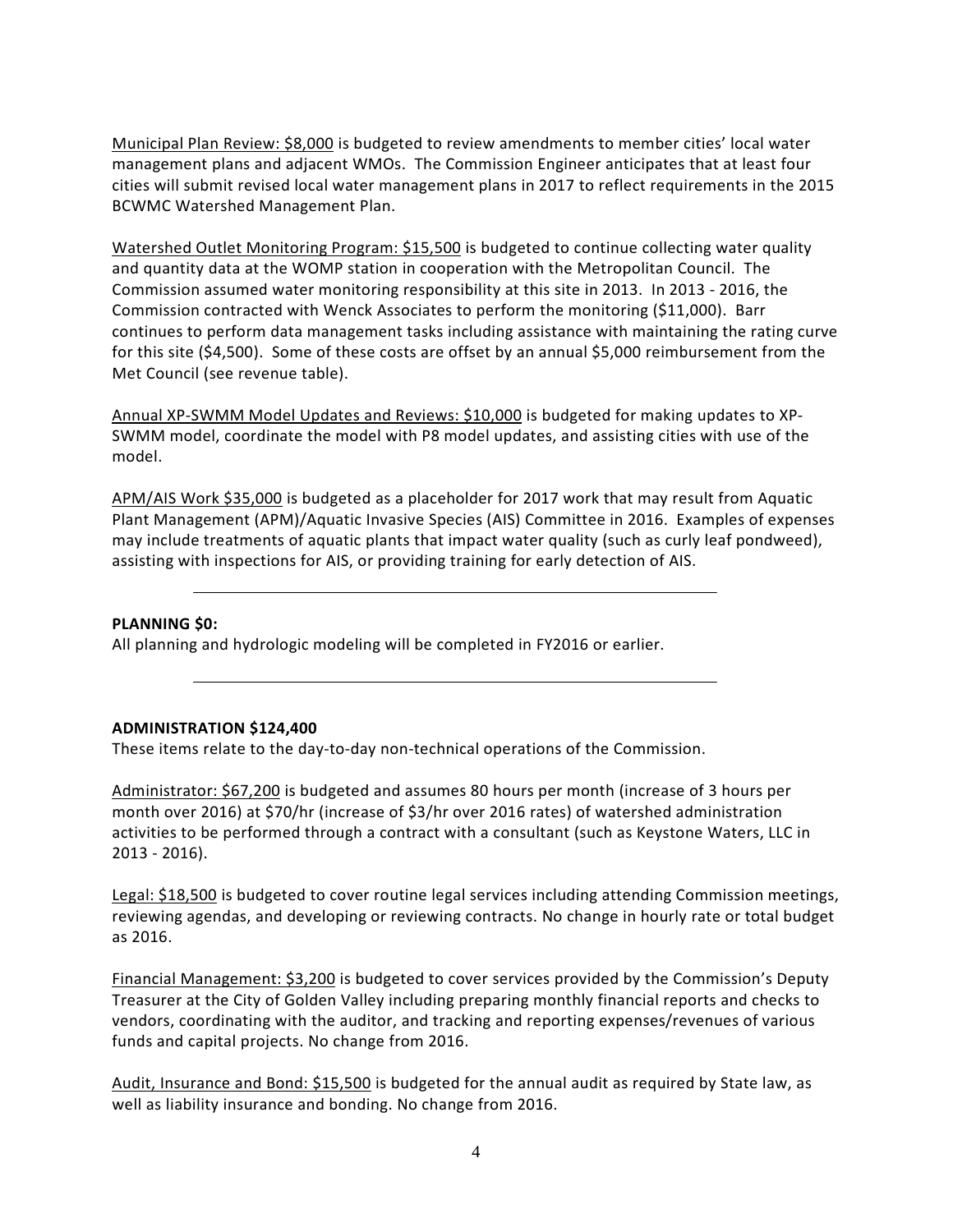Municipal Plan Review: $8,000 is budgeted to review amendments to member cities' local water management plans and adjacent WMOs. The Commission Engineer anticipates that at least four cities will submit revised local water management plans in 2017 to reflect requirements in the 2015 BCWMC Watershed Management Plan.

Watershed Outlet Monitoring Program: $15,500 is budgeted to continue collecting water quality and quantity data at the WOMP station in cooperation with the Metropolitan Council. The Commission assumed water monitoring responsibility at this site in 2013. In 2013 - 2016, the Commission contracted with Wenck Associates to perform the monitoring ($11,000). Barr continues to perform data management tasks including assistance with maintaining the rating curve for this site ($4,500). Some of these costs are offset by an annual $5,000 reimbursement from the Met Council (see revenue table).

Annual XP-SWMM Model Updates and Reviews: $10,000 is budgeted for making updates to XP-SWMM model, coordinate the model with P8 model updates, and assisting cities with use of the model.

APM/AIS Work $35,000 is budgeted as a placeholder for 2017 work that may result from Aquatic Plant Management (APM)/Aquatic Invasive Species (AIS) Committee in 2016. Examples of expenses may include treatments of aquatic plants that impact water quality (such as curly leaf pondweed), assisting with inspections for AIS, or providing training for early detection of AIS.

---

**PLANNING $0:**

All planning and hydrologic modeling will be completed in FY2016 or earlier.

---

**ADMINISTRATION $124,400**

These items relate to the day-to-day non-technical operations of the Commission.

Administrator: $67,200 is budgeted and assumes 80 hours per month (increase of 3 hours per month over 2016) at $70/hr (increase of $3/hr over 2016 rates) of watershed administration activities to be performed through a contract with a consultant (such as Keystone Waters, LLC in 2013 - 2016).

Legal: $18,500 is budgeted to cover routine legal services including attending Commission meetings, reviewing agendas, and developing or reviewing contracts. No change in hourly rate or total budget as 2016.

Financial Management: $3,200 is budgeted to cover services provided by the Commission's Deputy Treasurer at the City of Golden Valley including preparing monthly financial reports and checks to vendors, coordinating with the auditor, and tracking and reporting expenses/revenues of various funds and capital projects. No change from 2016.

Audit, Insurance and Bond: $15,500 is budgeted for the annual audit as required by State law, as well as liability insurance and bonding. No change from 2016.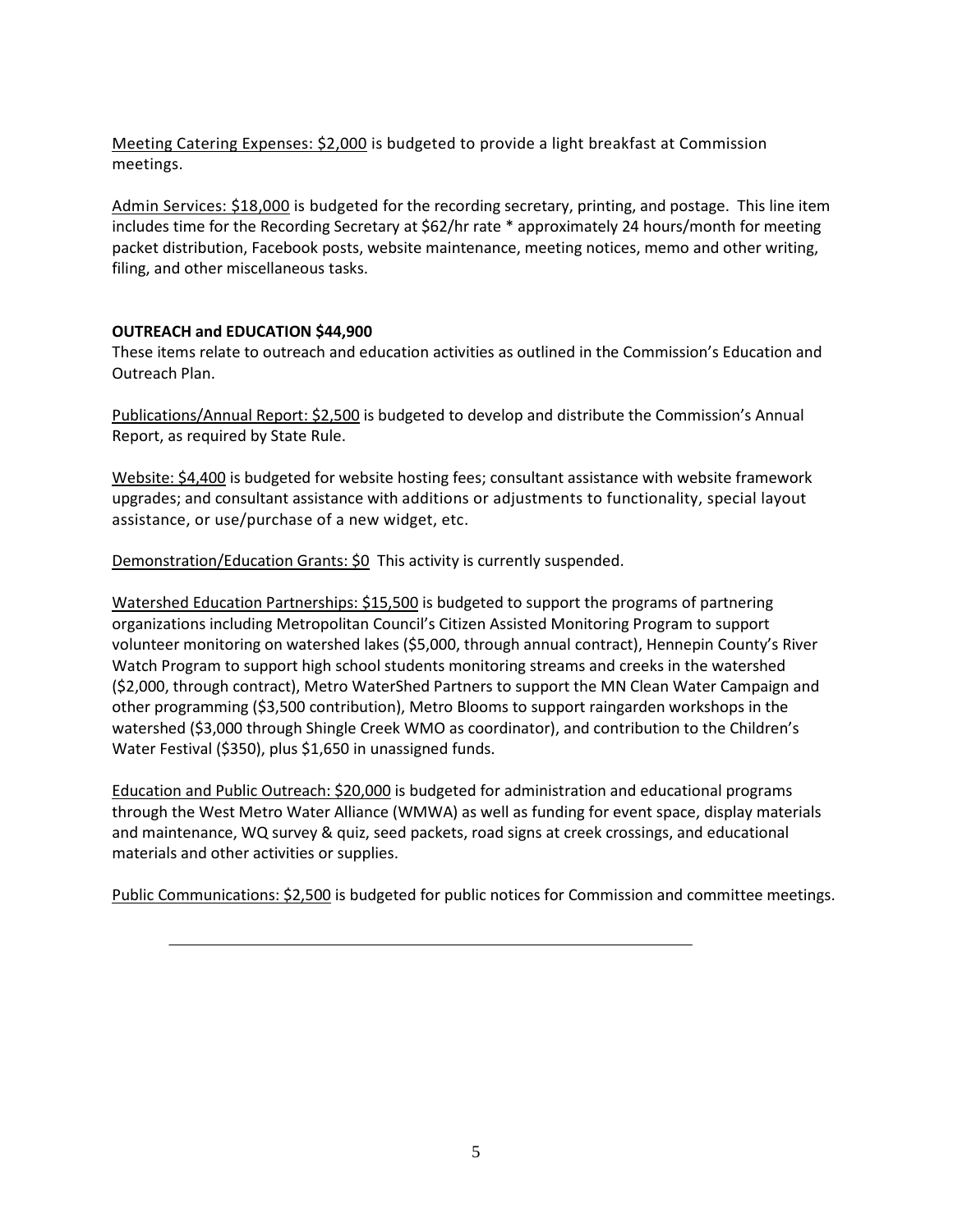<u>Meeting Catering Expenses: $2,000</u> is budgeted to provide a light breakfast at Commission meetings.

<u>Admin Services: $18,000</u> is budgeted for the recording secretary, printing, and postage. This line item includes time for the Recording Secretary at $62/hr rate * approximately 24 hours/month for meeting packet distribution, Facebook posts, website maintenance, meeting notices, memo and other writing, filing, and other miscellaneous tasks.

**OUTREACH and EDUCATION $44,900**

These items relate to outreach and education activities as outlined in the Commission's Education and Outreach Plan.

<u>Publications/Annual Report: $2,500</u> is budgeted to develop and distribute the Commission's Annual Report, as required by State Rule.

<u>Website: $4,400</u> is budgeted for website hosting fees; consultant assistance with website framework upgrades; and consultant assistance with additions or adjustments to functionality, special layout assistance, or use/purchase of a new widget, etc.

<u>Demonstration/Education Grants: $0</u> This activity is currently suspended.

<u>Watershed Education Partnerships: $15,500</u> is budgeted to support the programs of partnering organizations including Metropolitan Council's Citizen Assisted Monitoring Program to support volunteer monitoring on watershed lakes ($5,000, through annual contract), Hennepin County's River Watch Program to support high school students monitoring streams and creeks in the watershed ($2,000, through contract), Metro WaterShed Partners to support the MN Clean Water Campaign and other programming ($3,500 contribution), Metro Blooms to support raingarden workshops in the watershed ($3,000 through Shingle Creek WMO as coordinator), and contribution to the Children's Water Festival ($350), plus $1,650 in unassigned funds.

<u>Education and Public Outreach: $20,000</u> is budgeted for administration and educational programs through the West Metro Water Alliance (WMWA) as well as funding for event space, display materials and maintenance, WQ survey & quiz, seed packets, road signs at creek crossings, and educational materials and other activities or supplies.

<u>Public Communications: $2,500</u> is budgeted for public notices for Commission and committee meetings.

---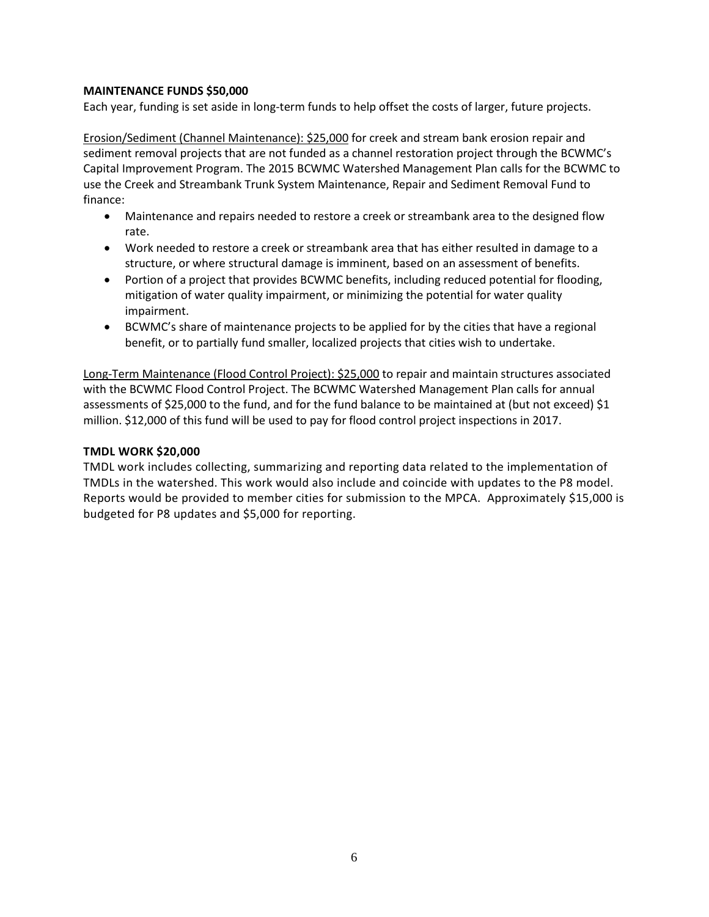**MAINTENANCE FUNDS $50,000**

Each year, funding is set aside in long-term funds to help offset the costs of larger, future projects.

<u>Erosion/Sediment (Channel Maintenance): $25,000</u> for creek and stream bank erosion repair and sediment removal projects that are not funded as a channel restoration project through the BCWMC's Capital Improvement Program. The 2015 BCWMC Watershed Management Plan calls for the BCWMC to use the Creek and Streambank Trunk System Maintenance, Repair and Sediment Removal Fund to finance:

- Maintenance and repairs needed to restore a creek or streambank area to the designed flow rate.
- Work needed to restore a creek or streambank area that has either resulted in damage to a structure, or where structural damage is imminent, based on an assessment of benefits.
- Portion of a project that provides BCWMC benefits, including reduced potential for flooding, mitigation of water quality impairment, or minimizing the potential for water quality impairment.
- BCWMC's share of maintenance projects to be applied for by the cities that have a regional benefit, or to partially fund smaller, localized projects that cities wish to undertake.

<u>Long-Term Maintenance (Flood Control Project): $25,000</u> to repair and maintain structures associated with the BCWMC Flood Control Project. The BCWMC Watershed Management Plan calls for annual assessments of $25,000 to the fund, and for the fund balance to be maintained at (but not exceed) $1 million. $12,000 of this fund will be used to pay for flood control project inspections in 2017.

**TMDL WORK $20,000**

TMDL work includes collecting, summarizing and reporting data related to the implementation of TMDLs in the watershed. This work would also include and coincide with updates to the P8 model. Reports would be provided to member cities for submission to the MPCA. Approximately $15,000 is budgeted for P8 updates and $5,000 for reporting.